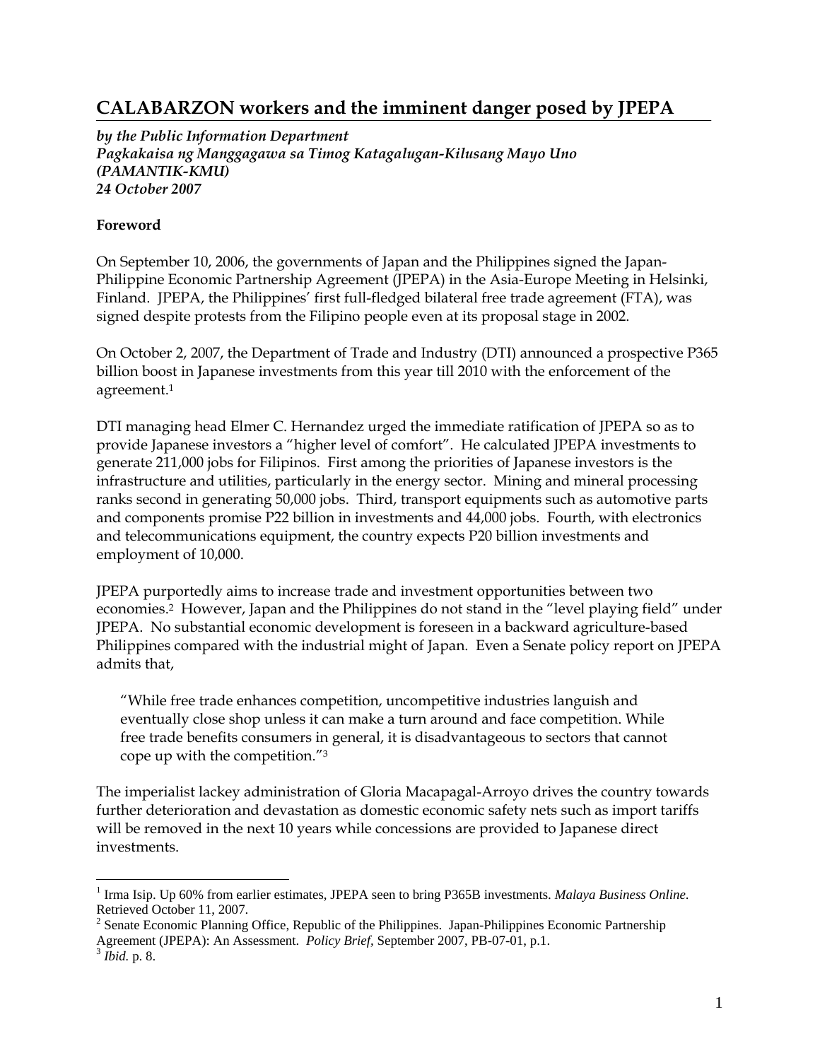# CALABARZON workers and the imminent danger posed by JPEPA

***by the Public Information Department***
***Pagkakaisa ng Manggagawa sa Timog Katagalugan-Kilusang Mayo Uno (PAMANTIK-KMU)***
***24 October 2007***

**Foreword**

On September 10, 2006, the governments of Japan and the Philippines signed the Japan-Philippine Economic Partnership Agreement (JPEPA) in the Asia-Europe Meeting in Helsinki, Finland. JPEPA, the Philippines' first full-fledged bilateral free trade agreement (FTA), was signed despite protests from the Filipino people even at its proposal stage in 2002.

On October 2, 2007, the Department of Trade and Industry (DTI) announced a prospective P365 billion boost in Japanese investments from this year till 2010 with the enforcement of the agreement.[1]

DTI managing head Elmer C. Hernandez urged the immediate ratification of JPEPA so as to provide Japanese investors a "higher level of comfort". He calculated JPEPA investments to generate 211,000 jobs for Filipinos. First among the priorities of Japanese investors is the infrastructure and utilities, particularly in the energy sector. Mining and mineral processing ranks second in generating 50,000 jobs. Third, transport equipments such as automotive parts and components promise P22 billion in investments and 44,000 jobs. Fourth, with electronics and telecommunications equipment, the country expects P20 billion investments and employment of 10,000.

JPEPA purportedly aims to increase trade and investment opportunities between two economies.[2] However, Japan and the Philippines do not stand in the "level playing field" under JPEPA. No substantial economic development is foreseen in a backward agriculture-based Philippines compared with the industrial might of Japan. Even a Senate policy report on JPEPA admits that,

> "While free trade enhances competition, uncompetitive industries languish and eventually close shop unless it can make a turn around and face competition. While free trade benefits consumers in general, it is disadvantageous to sectors that cannot cope up with the competition."[3]

The imperialist lackey administration of Gloria Macapagal-Arroyo drives the country towards further deterioration and devastation as domestic economic safety nets such as import tariffs will be removed in the next 10 years while concessions are provided to Japanese direct investments.

---

[1] Irma Isip. Up 60% from earlier estimates, JPEPA seen to bring P365B investments. *Malaya Business Online*. Retrieved October 11, 2007.

[2] Senate Economic Planning Office, Republic of the Philippines. Japan-Philippines Economic Partnership Agreement (JPEPA): An Assessment. *Policy Brief*, September 2007, PB-07-01, p.1.

[3] *Ibid.* p. 8.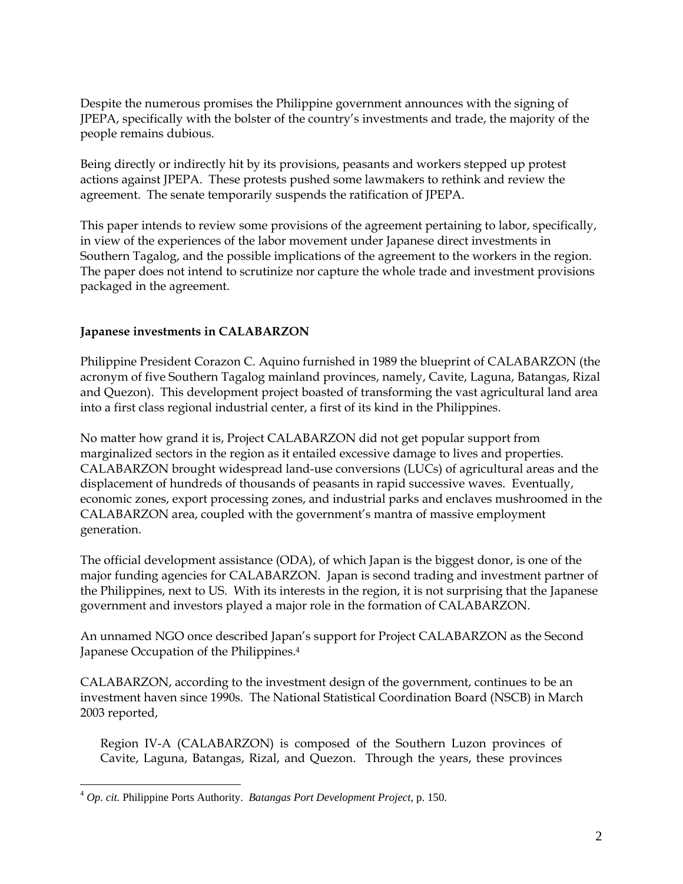Despite the numerous promises the Philippine government announces with the signing of JPEPA, specifically with the bolster of the country's investments and trade, the majority of the people remains dubious.

Being directly or indirectly hit by its provisions, peasants and workers stepped up protest actions against JPEPA. These protests pushed some lawmakers to rethink and review the agreement. The senate temporarily suspends the ratification of JPEPA.

This paper intends to review some provisions of the agreement pertaining to labor, specifically, in view of the experiences of the labor movement under Japanese direct investments in Southern Tagalog, and the possible implications of the agreement to the workers in the region. The paper does not intend to scrutinize nor capture the whole trade and investment provisions packaged in the agreement.

**Japanese investments in CALABARZON**

Philippine President Corazon C. Aquino furnished in 1989 the blueprint of CALABARZON (the acronym of five Southern Tagalog mainland provinces, namely, Cavite, Laguna, Batangas, Rizal and Quezon). This development project boasted of transforming the vast agricultural land area into a first class regional industrial center, a first of its kind in the Philippines.

No matter how grand it is, Project CALABARZON did not get popular support from marginalized sectors in the region as it entailed excessive damage to lives and properties. CALABARZON brought widespread land-use conversions (LUCs) of agricultural areas and the displacement of hundreds of thousands of peasants in rapid successive waves. Eventually, economic zones, export processing zones, and industrial parks and enclaves mushroomed in the CALABARZON area, coupled with the government's mantra of massive employment generation.

The official development assistance (ODA), of which Japan is the biggest donor, is one of the major funding agencies for CALABARZON. Japan is second trading and investment partner of the Philippines, next to US. With its interests in the region, it is not surprising that the Japanese government and investors played a major role in the formation of CALABARZON.

An unnamed NGO once described Japan's support for Project CALABARZON as the Second Japanese Occupation of the Philippines.[4]

CALABARZON, according to the investment design of the government, continues to be an investment haven since 1990s. The National Statistical Coordination Board (NSCB) in March 2003 reported,

> Region IV-A (CALABARZON) is composed of the Southern Luzon provinces of Cavite, Laguna, Batangas, Rizal, and Quezon. Through the years, these provinces

[4] *Op. cit.* Philippine Ports Authority. *Batangas Port Development Project*, p. 150.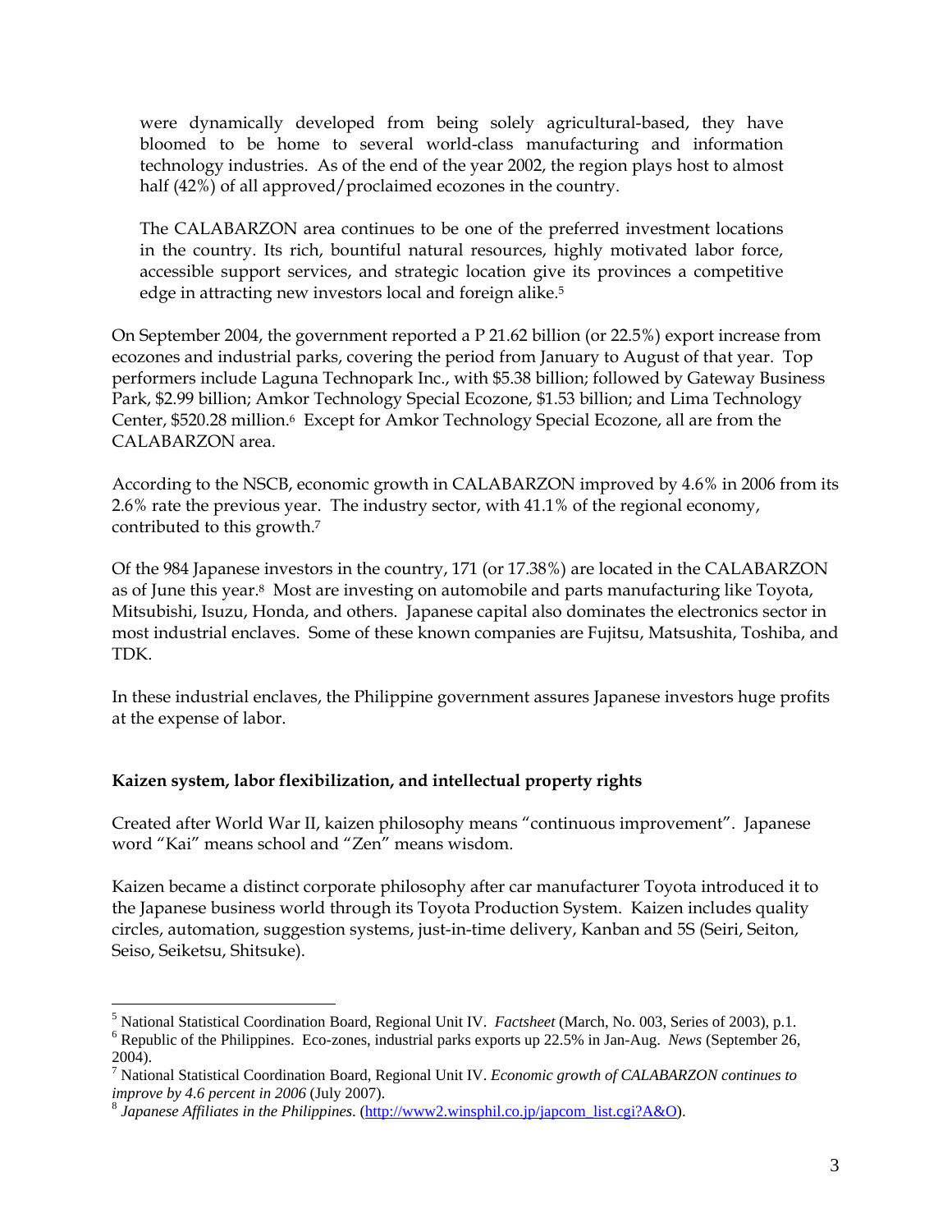> were dynamically developed from being solely agricultural-based, they have bloomed to be home to several world-class manufacturing and information technology industries. As of the end of the year 2002, the region plays host to almost half (42%) of all approved/proclaimed ecozones in the country.
>
> The CALABARZON area continues to be one of the preferred investment locations in the country. Its rich, bountiful natural resources, highly motivated labor force, accessible support services, and strategic location give its provinces a competitive edge in attracting new investors local and foreign alike.[5]

On September 2004, the government reported a P 21.62 billion (or 22.5%) export increase from ecozones and industrial parks, covering the period from January to August of that year. Top performers include Laguna Technopark Inc., with $5.38 billion; followed by Gateway Business Park, $2.99 billion; Amkor Technology Special Ecozone, $1.53 billion; and Lima Technology Center, $520.28 million.[6] Except for Amkor Technology Special Ecozone, all are from the CALABARZON area.

According to the NSCB, economic growth in CALABARZON improved by 4.6% in 2006 from its 2.6% rate the previous year. The industry sector, with 41.1% of the regional economy, contributed to this growth.[7]

Of the 984 Japanese investors in the country, 171 (or 17.38%) are located in the CALABARZON as of June this year.[8] Most are investing on automobile and parts manufacturing like Toyota, Mitsubishi, Isuzu, Honda, and others. Japanese capital also dominates the electronics sector in most industrial enclaves. Some of these known companies are Fujitsu, Matsushita, Toshiba, and TDK.

In these industrial enclaves, the Philippine government assures Japanese investors huge profits at the expense of labor.

**Kaizen system, labor flexibilization, and intellectual property rights**

Created after World War II, kaizen philosophy means "continuous improvement". Japanese word "Kai" means school and "Zen" means wisdom.

Kaizen became a distinct corporate philosophy after car manufacturer Toyota introduced it to the Japanese business world through its Toyota Production System. Kaizen includes quality circles, automation, suggestion systems, just-in-time delivery, Kanban and 5S (Seiri, Seiton, Seiso, Seiketsu, Shitsuke).

---

[5] National Statistical Coordination Board, Regional Unit IV. *Factsheet* (March, No. 003, Series of 2003), p.1.

[6] Republic of the Philippines. Eco-zones, industrial parks exports up 22.5% in Jan-Aug. *News* (September 26, 2004).

[7] National Statistical Coordination Board, Regional Unit IV. *Economic growth of CALABARZON continues to improve by 4.6 percent in 2006* (July 2007).

[8] *Japanese Affiliates in the Philippines*. (http://www2.winsphil.co.jp/japcom_list.cgi?A&O).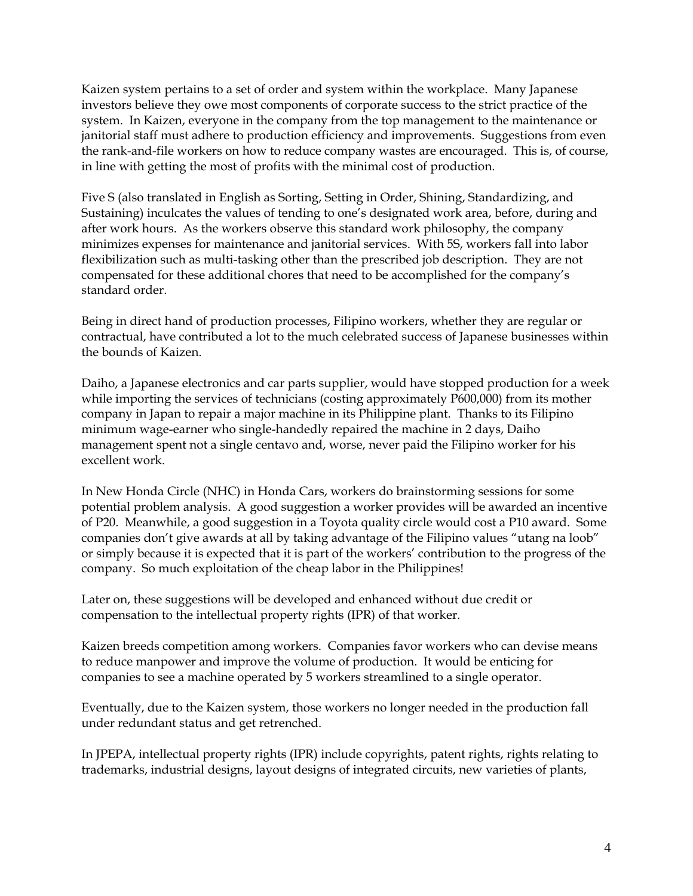Kaizen system pertains to a set of order and system within the workplace. Many Japanese investors believe they owe most components of corporate success to the strict practice of the system. In Kaizen, everyone in the company from the top management to the maintenance or janitorial staff must adhere to production efficiency and improvements. Suggestions from even the rank-and-file workers on how to reduce company wastes are encouraged. This is, of course, in line with getting the most of profits with the minimal cost of production.

Five S (also translated in English as Sorting, Setting in Order, Shining, Standardizing, and Sustaining) inculcates the values of tending to one's designated work area, before, during and after work hours. As the workers observe this standard work philosophy, the company minimizes expenses for maintenance and janitorial services. With 5S, workers fall into labor flexibilization such as multi-tasking other than the prescribed job description. They are not compensated for these additional chores that need to be accomplished for the company's standard order.

Being in direct hand of production processes, Filipino workers, whether they are regular or contractual, have contributed a lot to the much celebrated success of Japanese businesses within the bounds of Kaizen.

Daiho, a Japanese electronics and car parts supplier, would have stopped production for a week while importing the services of technicians (costing approximately P600,000) from its mother company in Japan to repair a major machine in its Philippine plant. Thanks to its Filipino minimum wage-earner who single-handedly repaired the machine in 2 days, Daiho management spent not a single centavo and, worse, never paid the Filipino worker for his excellent work.

In New Honda Circle (NHC) in Honda Cars, workers do brainstorming sessions for some potential problem analysis. A good suggestion a worker provides will be awarded an incentive of P20. Meanwhile, a good suggestion in a Toyota quality circle would cost a P10 award. Some companies don't give awards at all by taking advantage of the Filipino values "utang na loob" or simply because it is expected that it is part of the workers' contribution to the progress of the company. So much exploitation of the cheap labor in the Philippines!

Later on, these suggestions will be developed and enhanced without due credit or compensation to the intellectual property rights (IPR) of that worker.

Kaizen breeds competition among workers. Companies favor workers who can devise means to reduce manpower and improve the volume of production. It would be enticing for companies to see a machine operated by 5 workers streamlined to a single operator.

Eventually, due to the Kaizen system, those workers no longer needed in the production fall under redundant status and get retrenched.

In JPEPA, intellectual property rights (IPR) include copyrights, patent rights, rights relating to trademarks, industrial designs, layout designs of integrated circuits, new varieties of plants,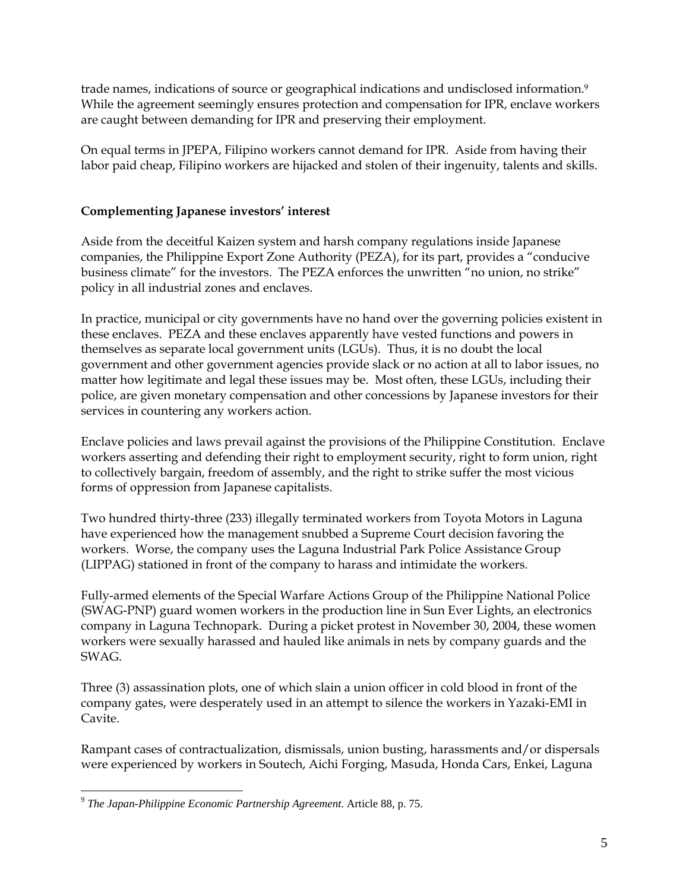trade names, indications of source or geographical indications and undisclosed information.[9] While the agreement seemingly ensures protection and compensation for IPR, enclave workers are caught between demanding for IPR and preserving their employment.

On equal terms in JPEPA, Filipino workers cannot demand for IPR. Aside from having their labor paid cheap, Filipino workers are hijacked and stolen of their ingenuity, talents and skills.

**Complementing Japanese investors' interest**

Aside from the deceitful Kaizen system and harsh company regulations inside Japanese companies, the Philippine Export Zone Authority (PEZA), for its part, provides a "conducive business climate" for the investors. The PEZA enforces the unwritten "no union, no strike" policy in all industrial zones and enclaves.

In practice, municipal or city governments have no hand over the governing policies existent in these enclaves. PEZA and these enclaves apparently have vested functions and powers in themselves as separate local government units (LGUs). Thus, it is no doubt the local government and other government agencies provide slack or no action at all to labor issues, no matter how legitimate and legal these issues may be. Most often, these LGUs, including their police, are given monetary compensation and other concessions by Japanese investors for their services in countering any workers action.

Enclave policies and laws prevail against the provisions of the Philippine Constitution. Enclave workers asserting and defending their right to employment security, right to form union, right to collectively bargain, freedom of assembly, and the right to strike suffer the most vicious forms of oppression from Japanese capitalists.

Two hundred thirty-three (233) illegally terminated workers from Toyota Motors in Laguna have experienced how the management snubbed a Supreme Court decision favoring the workers. Worse, the company uses the Laguna Industrial Park Police Assistance Group (LIPPAG) stationed in front of the company to harass and intimidate the workers.

Fully-armed elements of the Special Warfare Actions Group of the Philippine National Police (SWAG-PNP) guard women workers in the production line in Sun Ever Lights, an electronics company in Laguna Technopark. During a picket protest in November 30, 2004, these women workers were sexually harassed and hauled like animals in nets by company guards and the SWAG.

Three (3) assassination plots, one of which slain a union officer in cold blood in front of the company gates, were desperately used in an attempt to silence the workers in Yazaki-EMI in Cavite.

Rampant cases of contractualization, dismissals, union busting, harassments and/or dispersals were experienced by workers in Soutech, Aichi Forging, Masuda, Honda Cars, Enkei, Laguna

[9] *The Japan-Philippine Economic Partnership Agreement.* Article 88, p. 75.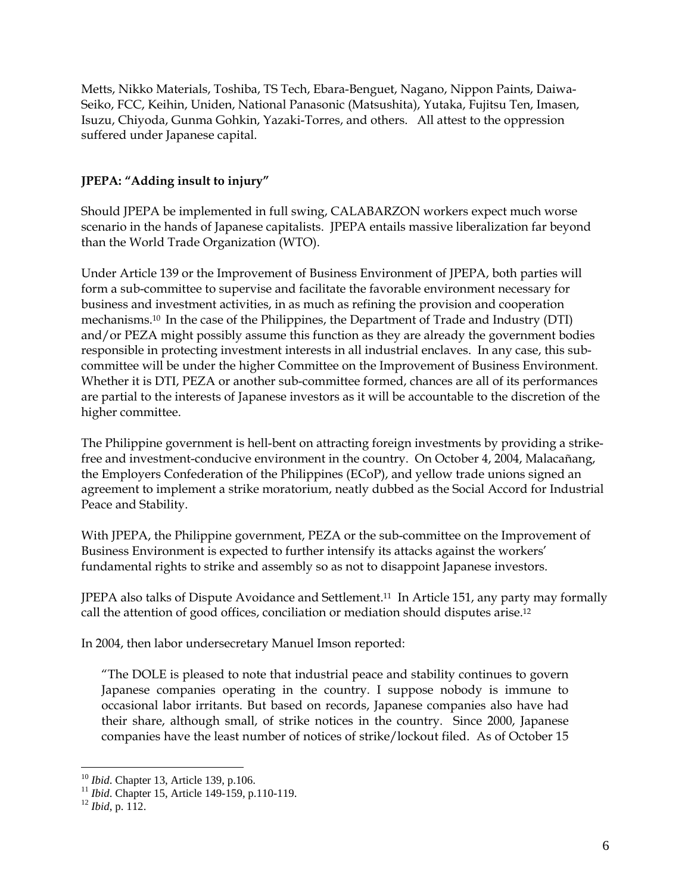Metts, Nikko Materials, Toshiba, TS Tech, Ebara-Benguet, Nagano, Nippon Paints, Daiwa-Seiko, FCC, Keihin, Uniden, National Panasonic (Matsushita), Yutaka, Fujitsu Ten, Imasen, Isuzu, Chiyoda, Gunma Gohkin, Yazaki-Torres, and others. All attest to the oppression suffered under Japanese capital.

**JPEPA: "Adding insult to injury"**

Should JPEPA be implemented in full swing, CALABARZON workers expect much worse scenario in the hands of Japanese capitalists. JPEPA entails massive liberalization far beyond than the World Trade Organization (WTO).

Under Article 139 or the Improvement of Business Environment of JPEPA, both parties will form a sub-committee to supervise and facilitate the favorable environment necessary for business and investment activities, in as much as refining the provision and cooperation mechanisms.[10] In the case of the Philippines, the Department of Trade and Industry (DTI) and/or PEZA might possibly assume this function as they are already the government bodies responsible in protecting investment interests in all industrial enclaves. In any case, this sub-committee will be under the higher Committee on the Improvement of Business Environment. Whether it is DTI, PEZA or another sub-committee formed, chances are all of its performances are partial to the interests of Japanese investors as it will be accountable to the discretion of the higher committee.

The Philippine government is hell-bent on attracting foreign investments by providing a strike-free and investment-conducive environment in the country. On October 4, 2004, Malacañang, the Employers Confederation of the Philippines (ECoP), and yellow trade unions signed an agreement to implement a strike moratorium, neatly dubbed as the Social Accord for Industrial Peace and Stability.

With JPEPA, the Philippine government, PEZA or the sub-committee on the Improvement of Business Environment is expected to further intensify its attacks against the workers' fundamental rights to strike and assembly so as not to disappoint Japanese investors.

JPEPA also talks of Dispute Avoidance and Settlement.[11] In Article 151, any party may formally call the attention of good offices, conciliation or mediation should disputes arise.[12]

In 2004, then labor undersecretary Manuel Imson reported:

> "The DOLE is pleased to note that industrial peace and stability continues to govern Japanese companies operating in the country. I suppose nobody is immune to occasional labor irritants. But based on records, Japanese companies also have had their share, although small, of strike notices in the country. Since 2000, Japanese companies have the least number of notices of strike/lockout filed. As of October 15

---

[10] *Ibid*. Chapter 13, Article 139, p.106.

[11] *Ibid*. Chapter 15, Article 149-159, p.110-119.

[12] *Ibid*, p. 112.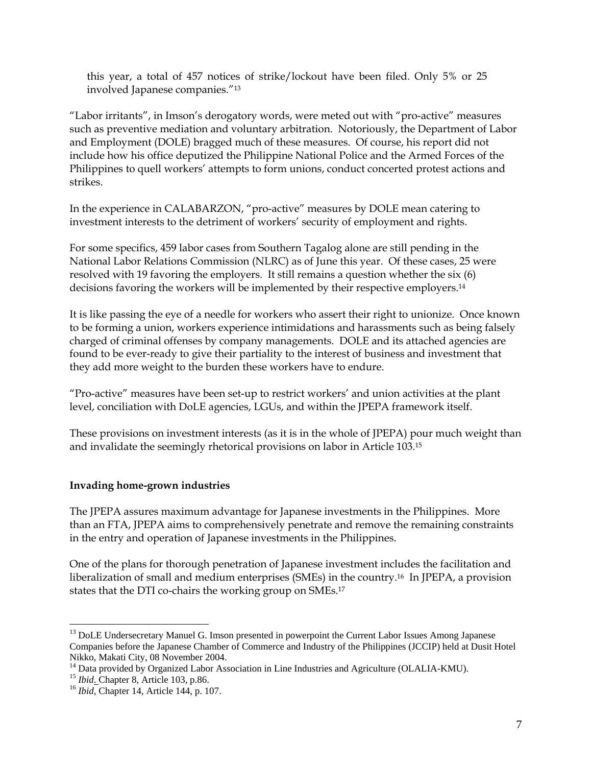this year, a total of 457 notices of strike/lockout have been filed. Only 5% or 25 involved Japanese companies."[13]

"Labor irritants", in Imson's derogatory words, were meted out with "pro-active" measures such as preventive mediation and voluntary arbitration. Notoriously, the Department of Labor and Employment (DOLE) bragged much of these measures. Of course, his report did not include how his office deputized the Philippine National Police and the Armed Forces of the Philippines to quell workers' attempts to form unions, conduct concerted protest actions and strikes.

In the experience in CALABARZON, "pro-active" measures by DOLE mean catering to investment interests to the detriment of workers' security of employment and rights.

For some specifics, 459 labor cases from Southern Tagalog alone are still pending in the National Labor Relations Commission (NLRC) as of June this year. Of these cases, 25 were resolved with 19 favoring the employers. It still remains a question whether the six (6) decisions favoring the workers will be implemented by their respective employers.[14]

It is like passing the eye of a needle for workers who assert their right to unionize. Once known to be forming a union, workers experience intimidations and harassments such as being falsely charged of criminal offenses by company managements. DOLE and its attached agencies are found to be ever-ready to give their partiality to the interest of business and investment that they add more weight to the burden these workers have to endure.

"Pro-active" measures have been set-up to restrict workers' and union activities at the plant level, conciliation with DoLE agencies, LGUs, and within the JPEPA framework itself.

These provisions on investment interests (as it is in the whole of JPEPA) pour much weight than and invalidate the seemingly rhetorical provisions on labor in Article 103.[15]

**Invading home-grown industries**

The JPEPA assures maximum advantage for Japanese investments in the Philippines. More than an FTA, JPEPA aims to comprehensively penetrate and remove the remaining constraints in the entry and operation of Japanese investments in the Philippines.

One of the plans for thorough penetration of Japanese investment includes the facilitation and liberalization of small and medium enterprises (SMEs) in the country.[16] In JPEPA, a provision states that the DTI co-chairs the working group on SMEs.[17]

---

[13] DoLE Undersecretary Manuel G. Imson presented in powerpoint the Current Labor Issues Among Japanese Companies before the Japanese Chamber of Commerce and Industry of the Philippines (JCCIP) held at Dusit Hotel Nikko, Makati City, 08 November 2004.

[14] Data provided by Organized Labor Association in Line Industries and Agriculture (OLALIA-KMU).

[15] *Ibid*. Chapter 8, Article 103, p.86.

[16] *Ibid*, Chapter 14, Article 144, p. 107.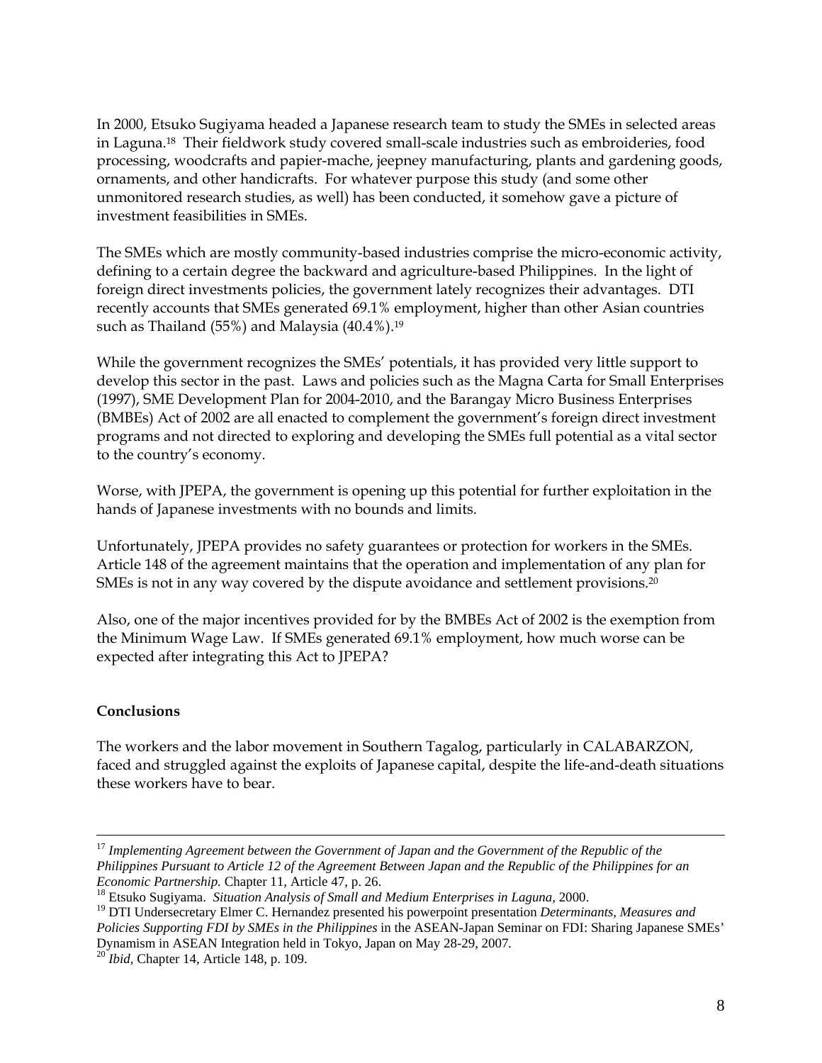In 2000, Etsuko Sugiyama headed a Japanese research team to study the SMEs in selected areas in Laguna.[18] Their fieldwork study covered small-scale industries such as embroideries, food processing, woodcrafts and papier-mache, jeepney manufacturing, plants and gardening goods, ornaments, and other handicrafts. For whatever purpose this study (and some other unmonitored research studies, as well) has been conducted, it somehow gave a picture of investment feasibilities in SMEs.

The SMEs which are mostly community-based industries comprise the micro-economic activity, defining to a certain degree the backward and agriculture-based Philippines. In the light of foreign direct investments policies, the government lately recognizes their advantages. DTI recently accounts that SMEs generated 69.1% employment, higher than other Asian countries such as Thailand (55%) and Malaysia (40.4%).[19]

While the government recognizes the SMEs' potentials, it has provided very little support to develop this sector in the past. Laws and policies such as the Magna Carta for Small Enterprises (1997), SME Development Plan for 2004-2010, and the Barangay Micro Business Enterprises (BMBEs) Act of 2002 are all enacted to complement the government's foreign direct investment programs and not directed to exploring and developing the SMEs full potential as a vital sector to the country's economy.

Worse, with JPEPA, the government is opening up this potential for further exploitation in the hands of Japanese investments with no bounds and limits.

Unfortunately, JPEPA provides no safety guarantees or protection for workers in the SMEs. Article 148 of the agreement maintains that the operation and implementation of any plan for SMEs is not in any way covered by the dispute avoidance and settlement provisions.[20]

Also, one of the major incentives provided for by the BMBEs Act of 2002 is the exemption from the Minimum Wage Law. If SMEs generated 69.1% employment, how much worse can be expected after integrating this Act to JPEPA?

**Conclusions**

The workers and the labor movement in Southern Tagalog, particularly in CALABARZON, faced and struggled against the exploits of Japanese capital, despite the life-and-death situations these workers have to bear.

---

[17] *Implementing Agreement between the Government of Japan and the Government of the Republic of the Philippines Pursuant to Article 12 of the Agreement Between Japan and the Republic of the Philippines for an Economic Partnership.* Chapter 11, Article 47, p. 26.

[18] Etsuko Sugiyama. *Situation Analysis of Small and Medium Enterprises in Laguna*, 2000.

[19] DTI Undersecretary Elmer C. Hernandez presented his powerpoint presentation *Determinants, Measures and Policies Supporting FDI by SMEs in the Philippines* in the ASEAN-Japan Seminar on FDI: Sharing Japanese SMEs' Dynamism in ASEAN Integration held in Tokyo, Japan on May 28-29, 2007.

[20] *Ibid*, Chapter 14, Article 148, p. 109.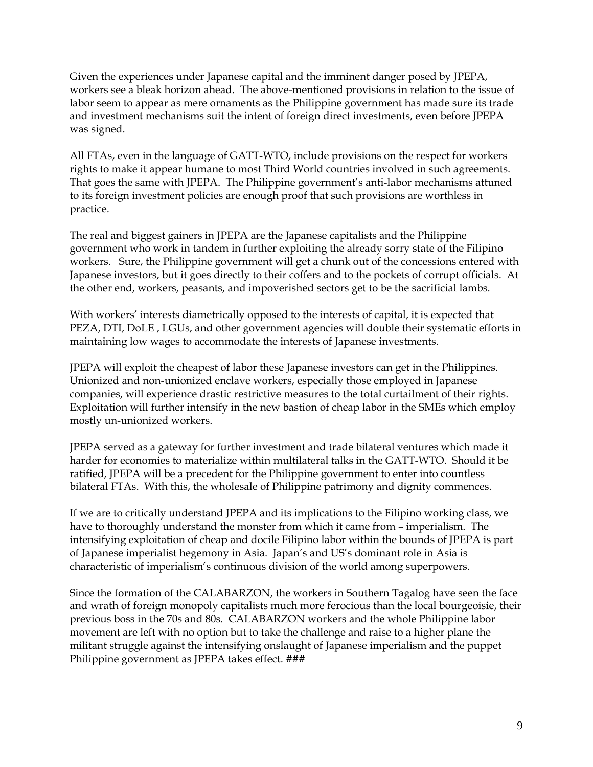Given the experiences under Japanese capital and the imminent danger posed by JPEPA, workers see a bleak horizon ahead. The above-mentioned provisions in relation to the issue of labor seem to appear as mere ornaments as the Philippine government has made sure its trade and investment mechanisms suit the intent of foreign direct investments, even before JPEPA was signed.

All FTAs, even in the language of GATT-WTO, include provisions on the respect for workers rights to make it appear humane to most Third World countries involved in such agreements. That goes the same with JPEPA. The Philippine government's anti-labor mechanisms attuned to its foreign investment policies are enough proof that such provisions are worthless in practice.

The real and biggest gainers in JPEPA are the Japanese capitalists and the Philippine government who work in tandem in further exploiting the already sorry state of the Filipino workers. Sure, the Philippine government will get a chunk out of the concessions entered with Japanese investors, but it goes directly to their coffers and to the pockets of corrupt officials. At the other end, workers, peasants, and impoverished sectors get to be the sacrificial lambs.

With workers' interests diametrically opposed to the interests of capital, it is expected that PEZA, DTI, DoLE , LGUs, and other government agencies will double their systematic efforts in maintaining low wages to accommodate the interests of Japanese investments.

JPEPA will exploit the cheapest of labor these Japanese investors can get in the Philippines. Unionized and non-unionized enclave workers, especially those employed in Japanese companies, will experience drastic restrictive measures to the total curtailment of their rights. Exploitation will further intensify in the new bastion of cheap labor in the SMEs which employ mostly un-unionized workers.

JPEPA served as a gateway for further investment and trade bilateral ventures which made it harder for economies to materialize within multilateral talks in the GATT-WTO. Should it be ratified, JPEPA will be a precedent for the Philippine government to enter into countless bilateral FTAs. With this, the wholesale of Philippine patrimony and dignity commences.

If we are to critically understand JPEPA and its implications to the Filipino working class, we have to thoroughly understand the monster from which it came from – imperialism. The intensifying exploitation of cheap and docile Filipino labor within the bounds of JPEPA is part of Japanese imperialist hegemony in Asia. Japan's and US's dominant role in Asia is characteristic of imperialism's continuous division of the world among superpowers.

Since the formation of the CALABARZON, the workers in Southern Tagalog have seen the face and wrath of foreign monopoly capitalists much more ferocious than the local bourgeoisie, their previous boss in the 70s and 80s. CALABARZON workers and the whole Philippine labor movement are left with no option but to take the challenge and raise to a higher plane the militant struggle against the intensifying onslaught of Japanese imperialism and the puppet Philippine government as JPEPA takes effect. ###